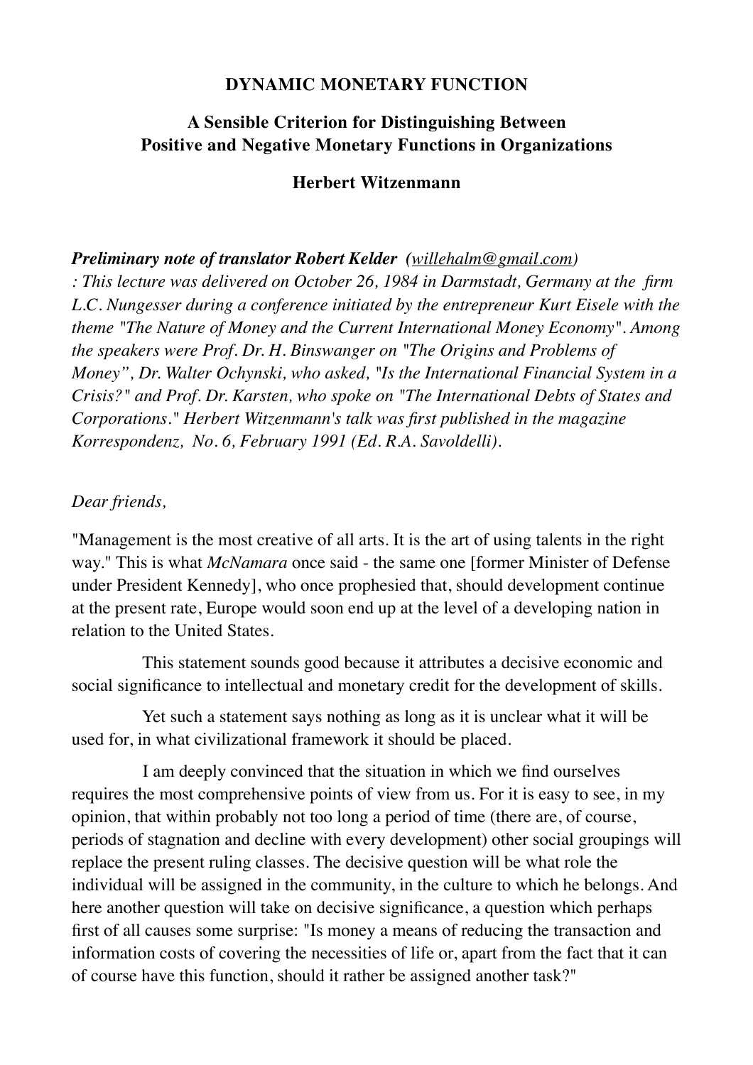# DYNAMIC MONETARY FUNCTION

## A Sensible Criterion for Distinguishing Between Positive and Negative Monetary Functions in Organizations

### Herbert Witzenmann

***Preliminary note of translator Robert Kelder** (willehalm@gmail.com) : This lecture was delivered on October 26, 1984 in Darmstadt, Germany at the firm L.C. Nungesser during a conference initiated by the entrepreneur Kurt Eisele with the theme "The Nature of Money and the Current International Money Economy". Among the speakers were Prof. Dr. H. Binswanger on "The Origins and Problems of Money", Dr. Walter Ochynski, who asked, "Is the International Financial System in a Crisis?" and Prof. Dr. Karsten, who spoke on "The International Debts of States and Corporations." Herbert Witzenmann's talk was first published in the magazine Korrespondenz, No. 6, February 1991 (Ed. R.A. Savoldelli).*

*Dear friends,*

"Management is the most creative of all arts. It is the art of using talents in the right way." This is what *McNamara* once said - the same one [former Minister of Defense under President Kennedy], who once prophesied that, should development continue at the present rate, Europe would soon end up at the level of a developing nation in relation to the United States.

This statement sounds good because it attributes a decisive economic and social significance to intellectual and monetary credit for the development of skills.

Yet such a statement says nothing as long as it is unclear what it will be used for, in what civilizational framework it should be placed.

I am deeply convinced that the situation in which we find ourselves requires the most comprehensive points of view from us. For it is easy to see, in my opinion, that within probably not too long a period of time (there are, of course, periods of stagnation and decline with every development) other social groupings will replace the present ruling classes. The decisive question will be what role the individual will be assigned in the community, in the culture to which he belongs. And here another question will take on decisive significance, a question which perhaps first of all causes some surprise: "Is money a means of reducing the transaction and information costs of covering the necessities of life or, apart from the fact that it can of course have this function, should it rather be assigned another task?"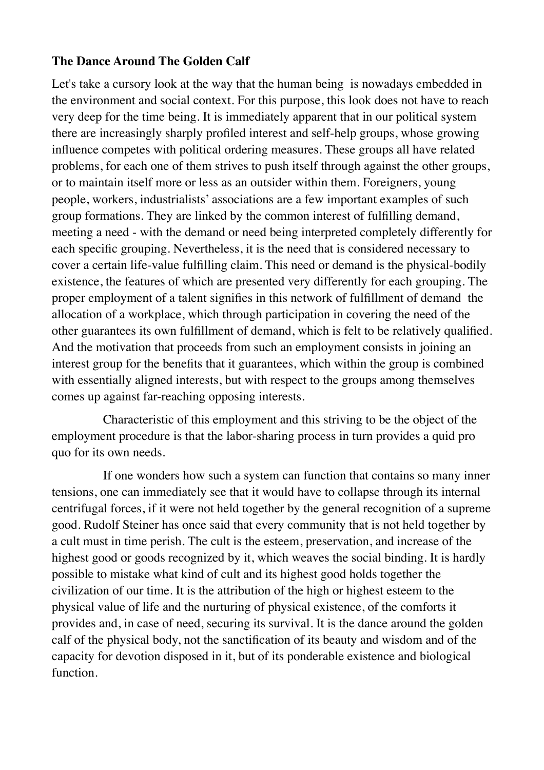**The Dance Around The Golden Calf**

Let's take a cursory look at the way that the human being is nowadays embedded in the environment and social context. For this purpose, this look does not have to reach very deep for the time being. It is immediately apparent that in our political system there are increasingly sharply profiled interest and self-help groups, whose growing influence competes with political ordering measures. These groups all have related problems, for each one of them strives to push itself through against the other groups, or to maintain itself more or less as an outsider within them. Foreigners, young people, workers, industrialists' associations are a few important examples of such group formations. They are linked by the common interest of fulfilling demand, meeting a need - with the demand or need being interpreted completely differently for each specific grouping. Nevertheless, it is the need that is considered necessary to cover a certain life-value fulfilling claim. This need or demand is the physical-bodily existence, the features of which are presented very differently for each grouping. The proper employment of a talent signifies in this network of fulfillment of demand the allocation of a workplace, which through participation in covering the need of the other guarantees its own fulfillment of demand, which is felt to be relatively qualified. And the motivation that proceeds from such an employment consists in joining an interest group for the benefits that it guarantees, which within the group is combined with essentially aligned interests, but with respect to the groups among themselves comes up against far-reaching opposing interests.

Characteristic of this employment and this striving to be the object of the employment procedure is that the labor-sharing process in turn provides a quid pro quo for its own needs.

If one wonders how such a system can function that contains so many inner tensions, one can immediately see that it would have to collapse through its internal centrifugal forces, if it were not held together by the general recognition of a supreme good. Rudolf Steiner has once said that every community that is not held together by a cult must in time perish. The cult is the esteem, preservation, and increase of the highest good or goods recognized by it, which weaves the social binding. It is hardly possible to mistake what kind of cult and its highest good holds together the civilization of our time. It is the attribution of the high or highest esteem to the physical value of life and the nurturing of physical existence, of the comforts it provides and, in case of need, securing its survival. It is the dance around the golden calf of the physical body, not the sanctification of its beauty and wisdom and of the capacity for devotion disposed in it, but of its ponderable existence and biological function.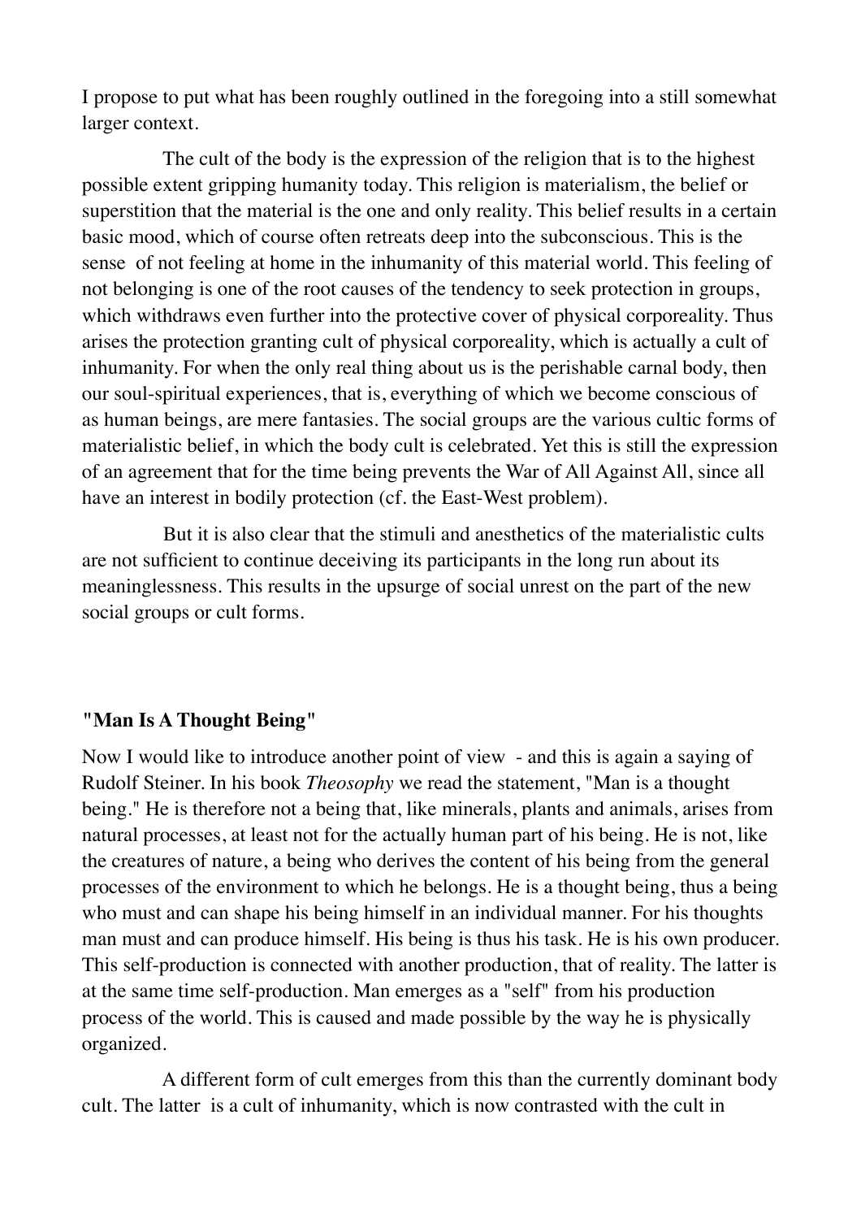I propose to put what has been roughly outlined in the foregoing into a still somewhat larger context.

The cult of the body is the expression of the religion that is to the highest possible extent gripping humanity today. This religion is materialism, the belief or superstition that the material is the one and only reality. This belief results in a certain basic mood, which of course often retreats deep into the subconscious. This is the sense of not feeling at home in the inhumanity of this material world. This feeling of not belonging is one of the root causes of the tendency to seek protection in groups, which withdraws even further into the protective cover of physical corporeality. Thus arises the protection granting cult of physical corporeality, which is actually a cult of inhumanity. For when the only real thing about us is the perishable carnal body, then our soul-spiritual experiences, that is, everything of which we become conscious of as human beings, are mere fantasies. The social groups are the various cultic forms of materialistic belief, in which the body cult is celebrated. Yet this is still the expression of an agreement that for the time being prevents the War of All Against All, since all have an interest in bodily protection (cf. the East-West problem).

But it is also clear that the stimuli and anesthetics of the materialistic cults are not sufficient to continue deceiving its participants in the long run about its meaninglessness. This results in the upsurge of social unrest on the part of the new social groups or cult forms.

### "Man Is A Thought Being"

Now I would like to introduce another point of view - and this is again a saying of Rudolf Steiner. In his book *Theosophy* we read the statement, "Man is a thought being." He is therefore not a being that, like minerals, plants and animals, arises from natural processes, at least not for the actually human part of his being. He is not, like the creatures of nature, a being who derives the content of his being from the general processes of the environment to which he belongs. He is a thought being, thus a being who must and can shape his being himself in an individual manner. For his thoughts man must and can produce himself. His being is thus his task. He is his own producer. This self-production is connected with another production, that of reality. The latter is at the same time self-production. Man emerges as a "self" from his production process of the world. This is caused and made possible by the way he is physically organized.

A different form of cult emerges from this than the currently dominant body cult. The latter is a cult of inhumanity, which is now contrasted with the cult in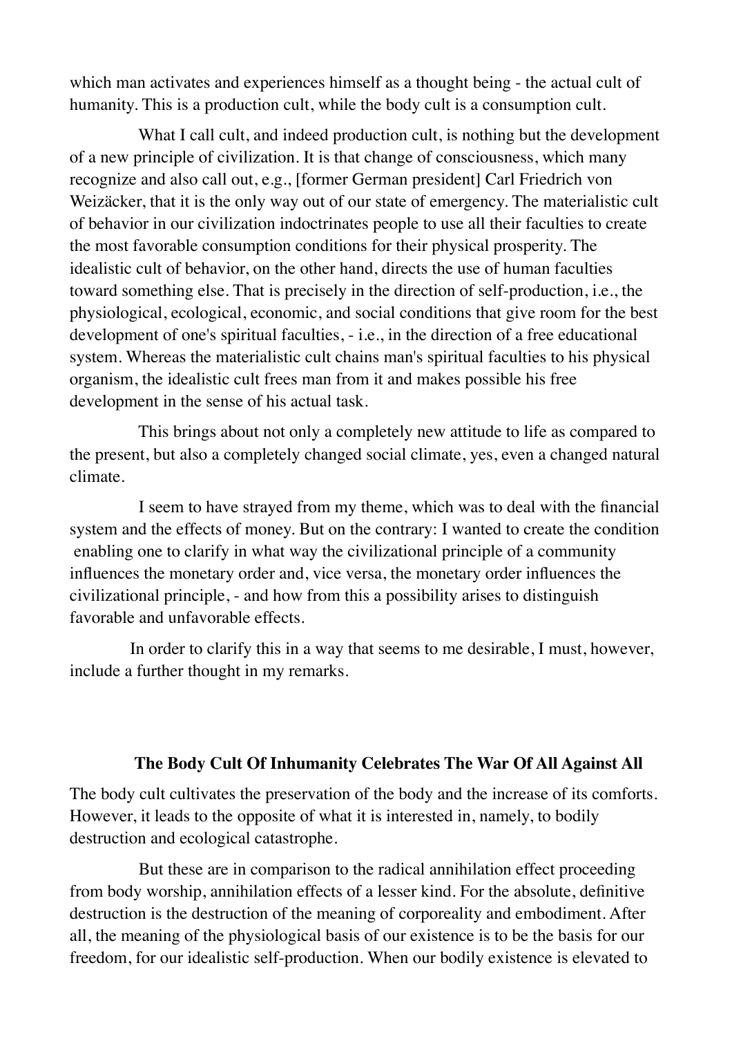which man activates and experiences himself as a thought being - the actual cult of humanity. This is a production cult, while the body cult is a consumption cult.

What I call cult, and indeed production cult, is nothing but the development of a new principle of civilization. It is that change of consciousness, which many recognize and also call out, e.g., [former German president] Carl Friedrich von Weizäcker, that it is the only way out of our state of emergency. The materialistic cult of behavior in our civilization indoctrinates people to use all their faculties to create the most favorable consumption conditions for their physical prosperity. The idealistic cult of behavior, on the other hand, directs the use of human faculties toward something else. That is precisely in the direction of self-production, i.e., the physiological, ecological, economic, and social conditions that give room for the best development of one's spiritual faculties, - i.e., in the direction of a free educational system. Whereas the materialistic cult chains man's spiritual faculties to his physical organism, the idealistic cult frees man from it and makes possible his free development in the sense of his actual task.

This brings about not only a completely new attitude to life as compared to the present, but also a completely changed social climate, yes, even a changed natural climate.

I seem to have strayed from my theme, which was to deal with the financial system and the effects of money. But on the contrary: I wanted to create the condition enabling one to clarify in what way the civilizational principle of a community influences the monetary order and, vice versa, the monetary order influences the civilizational principle, - and how from this a possibility arises to distinguish favorable and unfavorable effects.

In order to clarify this in a way that seems to me desirable, I must, however, include a further thought in my remarks.

### The Body Cult Of Inhumanity Celebrates The War Of All Against All

The body cult cultivates the preservation of the body and the increase of its comforts. However, it leads to the opposite of what it is interested in, namely, to bodily destruction and ecological catastrophe.

But these are in comparison to the radical annihilation effect proceeding from body worship, annihilation effects of a lesser kind. For the absolute, definitive destruction is the destruction of the meaning of corporeality and embodiment. After all, the meaning of the physiological basis of our existence is to be the basis for our freedom, for our idealistic self-production. When our bodily existence is elevated to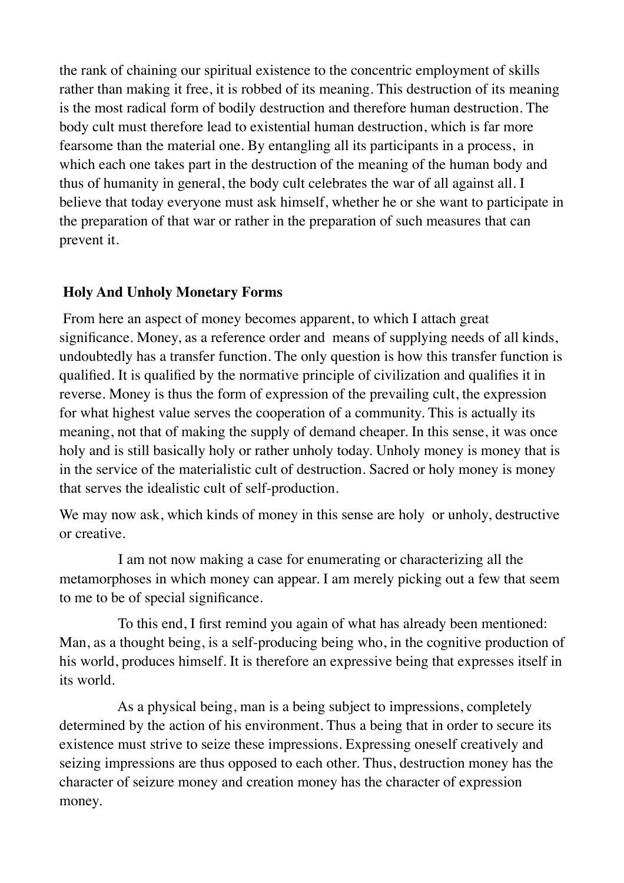the rank of chaining our spiritual existence to the concentric employment of skills rather than making it free, it is robbed of its meaning. This destruction of its meaning is the most radical form of bodily destruction and therefore human destruction. The body cult must therefore lead to existential human destruction, which is far more fearsome than the material one. By entangling all its participants in a process, in which each one takes part in the destruction of the meaning of the human body and thus of humanity in general, the body cult celebrates the war of all against all. I believe that today everyone must ask himself, whether he or she want to participate in the preparation of that war or rather in the preparation of such measures that can prevent it.

**Holy And Unholy Monetary Forms**

From here an aspect of money becomes apparent, to which I attach great significance. Money, as a reference order and means of supplying needs of all kinds, undoubtedly has a transfer function. The only question is how this transfer function is qualified. It is qualified by the normative principle of civilization and qualifies it in reverse. Money is thus the form of expression of the prevailing cult, the expression for what highest value serves the cooperation of a community. This is actually its meaning, not that of making the supply of demand cheaper. In this sense, it was once holy and is still basically holy or rather unholy today. Unholy money is money that is in the service of the materialistic cult of destruction. Sacred or holy money is money that serves the idealistic cult of self-production.

We may now ask, which kinds of money in this sense are holy or unholy, destructive or creative.

I am not now making a case for enumerating or characterizing all the metamorphoses in which money can appear. I am merely picking out a few that seem to me to be of special significance.

To this end, I first remind you again of what has already been mentioned: Man, as a thought being, is a self-producing being who, in the cognitive production of his world, produces himself. It is therefore an expressive being that expresses itself in its world.

As a physical being, man is a being subject to impressions, completely determined by the action of his environment. Thus a being that in order to secure its existence must strive to seize these impressions. Expressing oneself creatively and seizing impressions are thus opposed to each other. Thus, destruction money has the character of seizure money and creation money has the character of expression money.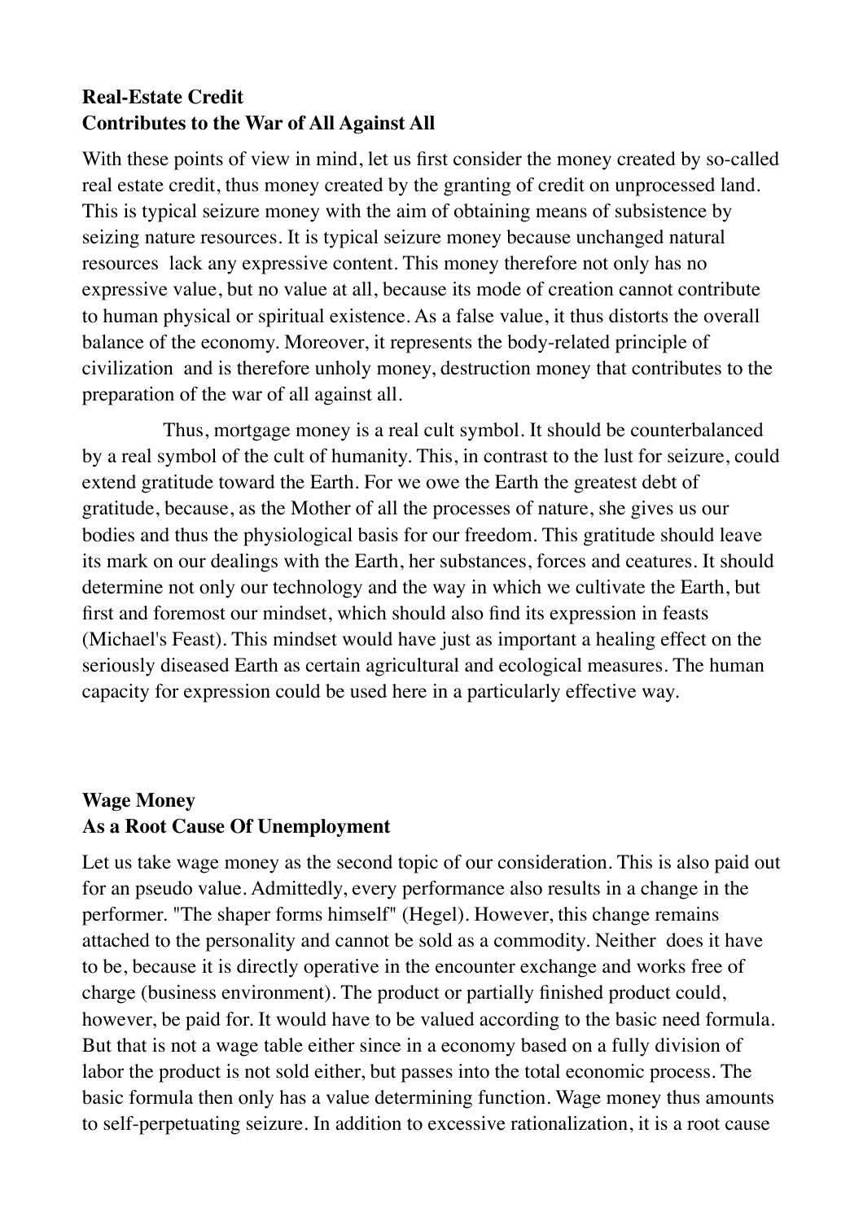**Real-Estate Credit**
**Contributes to the War of All Against All**

With these points of view in mind, let us first consider the money created by so-called real estate credit, thus money created by the granting of credit on unprocessed land. This is typical seizure money with the aim of obtaining means of subsistence by seizing nature resources. It is typical seizure money because unchanged natural resources lack any expressive content. This money therefore not only has no expressive value, but no value at all, because its mode of creation cannot contribute to human physical or spiritual existence. As a false value, it thus distorts the overall balance of the economy. Moreover, it represents the body-related principle of civilization and is therefore unholy money, destruction money that contributes to the preparation of the war of all against all.

Thus, mortgage money is a real cult symbol. It should be counterbalanced by a real symbol of the cult of humanity. This, in contrast to the lust for seizure, could extend gratitude toward the Earth. For we owe the Earth the greatest debt of gratitude, because, as the Mother of all the processes of nature, she gives us our bodies and thus the physiological basis for our freedom. This gratitude should leave its mark on our dealings with the Earth, her substances, forces and ceatures. It should determine not only our technology and the way in which we cultivate the Earth, but first and foremost our mindset, which should also find its expression in feasts (Michael's Feast). This mindset would have just as important a healing effect on the seriously diseased Earth as certain agricultural and ecological measures. The human capacity for expression could be used here in a particularly effective way.

**Wage Money**
**As a Root Cause Of Unemployment**

Let us take wage money as the second topic of our consideration. This is also paid out for an pseudo value. Admittedly, every performance also results in a change in the performer. "The shaper forms himself" (Hegel). However, this change remains attached to the personality and cannot be sold as a commodity. Neither does it have to be, because it is directly operative in the encounter exchange and works free of charge (business environment). The product or partially finished product could, however, be paid for. It would have to be valued according to the basic need formula. But that is not a wage table either since in a economy based on a fully division of labor the product is not sold either, but passes into the total economic process. The basic formula then only has a value determining function. Wage money thus amounts to self-perpetuating seizure. In addition to excessive rationalization, it is a root cause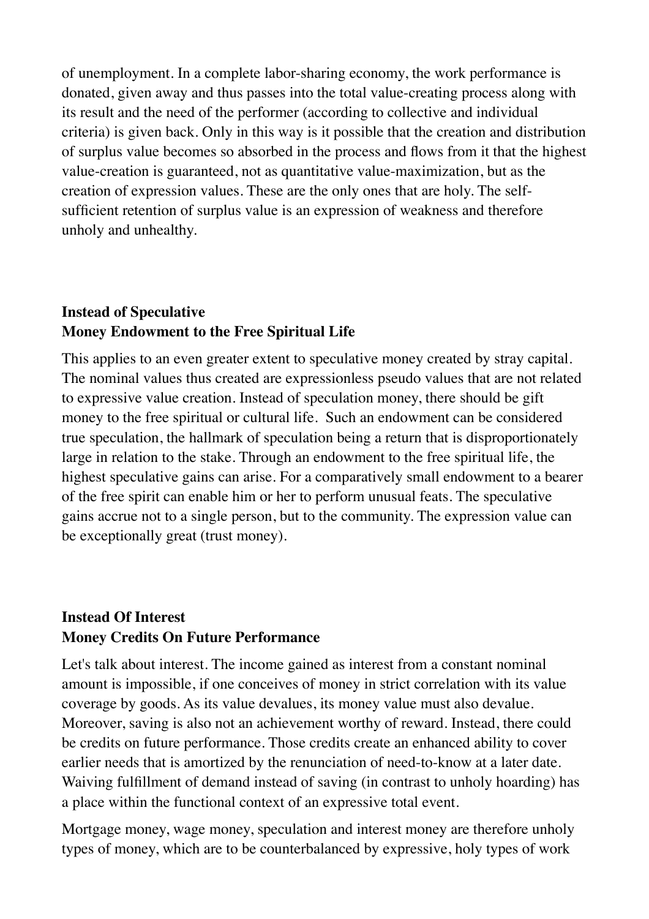of unemployment. In a complete labor-sharing economy, the work performance is donated, given away and thus passes into the total value-creating process along with its result and the need of the performer (according to collective and individual criteria) is given back. Only in this way is it possible that the creation and distribution of surplus value becomes so absorbed in the process and flows from it that the highest value-creation is guaranteed, not as quantitative value-maximization, but as the creation of expression values. These are the only ones that are holy. The self-sufficient retention of surplus value is an expression of weakness and therefore unholy and unhealthy.

## Instead of Speculative<br>Money Endowment to the Free Spiritual Life

This applies to an even greater extent to speculative money created by stray capital. The nominal values thus created are expressionless pseudo values that are not related to expressive value creation. Instead of speculation money, there should be gift money to the free spiritual or cultural life. Such an endowment can be considered true speculation, the hallmark of speculation being a return that is disproportionately large in relation to the stake. Through an endowment to the free spiritual life, the highest speculative gains can arise. For a comparatively small endowment to a bearer of the free spirit can enable him or her to perform unusual feats. The speculative gains accrue not to a single person, but to the community. The expression value can be exceptionally great (trust money).

## Instead Of Interest<br>Money Credits On Future Performance

Let's talk about interest. The income gained as interest from a constant nominal amount is impossible, if one conceives of money in strict correlation with its value coverage by goods. As its value devalues, its money value must also devalue. Moreover, saving is also not an achievement worthy of reward. Instead, there could be credits on future performance. Those credits create an enhanced ability to cover earlier needs that is amortized by the renunciation of need-to-know at a later date. Waiving fulfillment of demand instead of saving (in contrast to unholy hoarding) has a place within the functional context of an expressive total event.

Mortgage money, wage money, speculation and interest money are therefore unholy types of money, which are to be counterbalanced by expressive, holy types of work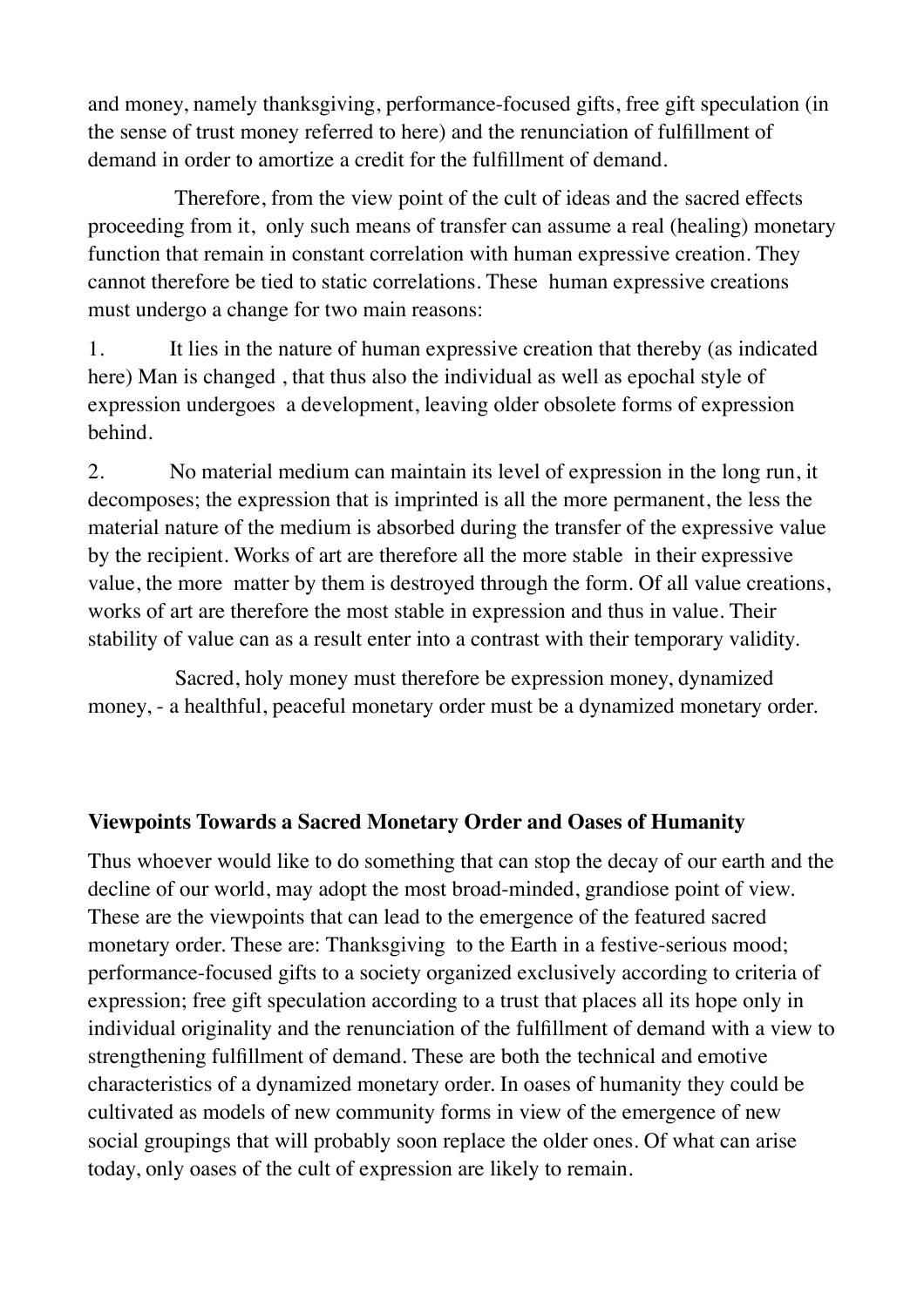and money, namely thanksgiving, performance-focused gifts, free gift speculation (in the sense of trust money referred to here) and the renunciation of fulfillment of demand in order to amortize a credit for the fulfillment of demand.

Therefore, from the view point of the cult of ideas and the sacred effects proceeding from it, only such means of transfer can assume a real (healing) monetary function that remain in constant correlation with human expressive creation. They cannot therefore be tied to static correlations. These human expressive creations must undergo a change for two main reasons:

1. It lies in the nature of human expressive creation that thereby (as indicated here) Man is changed , that thus also the individual as well as epochal style of expression undergoes a development, leaving older obsolete forms of expression behind.

2. No material medium can maintain its level of expression in the long run, it decomposes; the expression that is imprinted is all the more permanent, the less the material nature of the medium is absorbed during the transfer of the expressive value by the recipient. Works of art are therefore all the more stable in their expressive value, the more matter by them is destroyed through the form. Of all value creations, works of art are therefore the most stable in expression and thus in value. Their stability of value can as a result enter into a contrast with their temporary validity.

Sacred, holy money must therefore be expression money, dynamized money, - a healthful, peaceful monetary order must be a dynamized monetary order.

**Viewpoints Towards a Sacred Monetary Order and Oases of Humanity**

Thus whoever would like to do something that can stop the decay of our earth and the decline of our world, may adopt the most broad-minded, grandiose point of view. These are the viewpoints that can lead to the emergence of the featured sacred monetary order. These are: Thanksgiving to the Earth in a festive-serious mood; performance-focused gifts to a society organized exclusively according to criteria of expression; free gift speculation according to a trust that places all its hope only in individual originality and the renunciation of the fulfillment of demand with a view to strengthening fulfillment of demand. These are both the technical and emotive characteristics of a dynamized monetary order. In oases of humanity they could be cultivated as models of new community forms in view of the emergence of new social groupings that will probably soon replace the older ones. Of what can arise today, only oases of the cult of expression are likely to remain.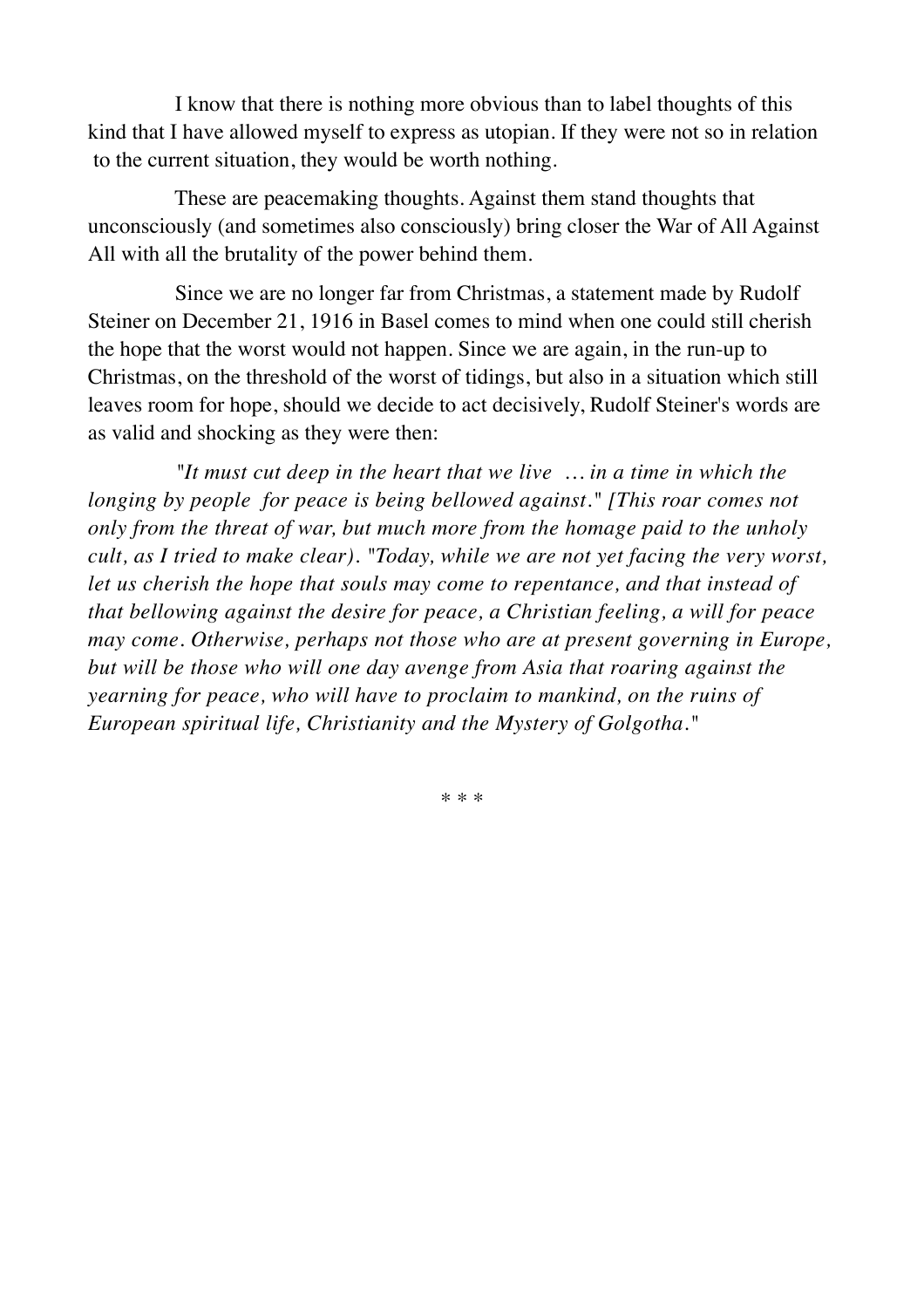I know that there is nothing more obvious than to label thoughts of this kind that I have allowed myself to express as utopian. If they were not so in relation to the current situation, they would be worth nothing.

These are peacemaking thoughts. Against them stand thoughts that unconsciously (and sometimes also consciously) bring closer the War of All Against All with all the brutality of the power behind them.

Since we are no longer far from Christmas, a statement made by Rudolf Steiner on December 21, 1916 in Basel comes to mind when one could still cherish the hope that the worst would not happen. Since we are again, in the run-up to Christmas, on the threshold of the worst of tidings, but also in a situation which still leaves room for hope, should we decide to act decisively, Rudolf Steiner's words are as valid and shocking as they were then:

*"It must cut deep in the heart that we live … in a time in which the longing by people for peace is being bellowed against." [This roar comes not only from the threat of war, but much more from the homage paid to the unholy cult, as I tried to make clear). "Today, while we are not yet facing the very worst, let us cherish the hope that souls may come to repentance, and that instead of that bellowing against the desire for peace, a Christian feeling, a will for peace may come. Otherwise, perhaps not those who are at present governing in Europe, but will be those who will one day avenge from Asia that roaring against the yearning for peace, who will have to proclaim to mankind, on the ruins of European spiritual life, Christianity and the Mystery of Golgotha."*

\* \* \*